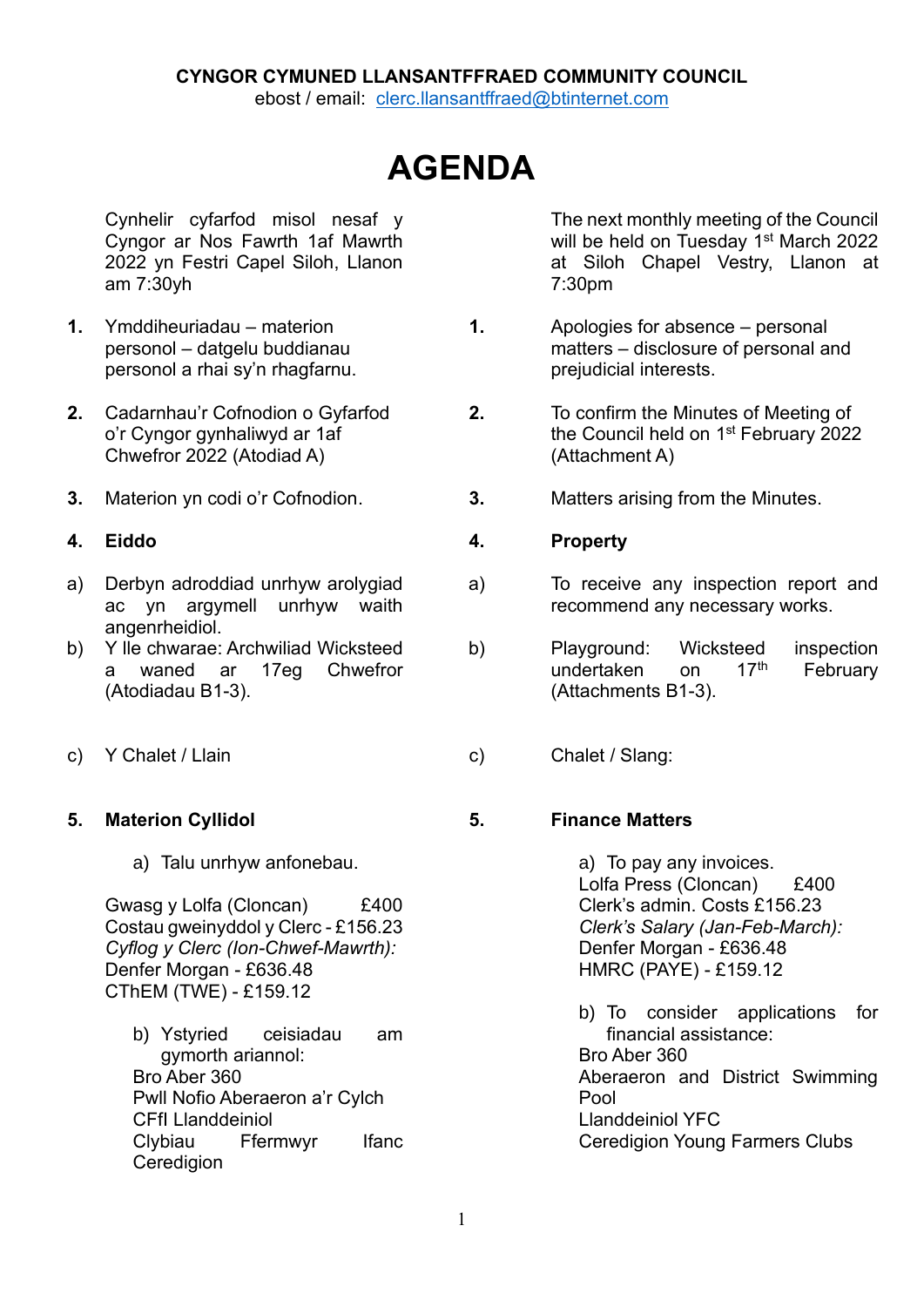**CYNGOR CYMUNED LLANSANTFFRAED COMMUNITY COUNCIL**
ebost / email: clerc.llansantffraed@btinternet.com

# AGENDA

Cynhelir cyfarfod misol nesaf y Cyngor ar Nos Fawrth 1af Mawrth 2022 yn Festri Capel Siloh, Llanon am 7:30yh

1. Ymddiheuriadau – materion personol – datgelu buddianau personol a rhai sy'n rhagfarnu.

2. Cadarnhau'r Cofnodion o Gyfarfod o'r Cyngor gynhaliwyd ar 1af Chwefror 2022 (Atodiad A)

3. Materion yn codi o'r Cofnodion.

4. **Eiddo**

a) Derbyn adroddiad unrhyw arolygiad ac yn argymell unrhyw waith angenrheidiol.

b) Y lle chwarae: Archwiliad Wicksteed a waned ar 17eg Chwefror (Atodiadau B1-3).

c) Y Chalet / Llain

5. **Materion Cyllidol**

a) Talu unrhyw anfonebau.

Gwasg y Lolfa (Cloncan) £400
Costau gweinyddol y Clerc - £156.23
*Cyflog y Clerc (Ion-Chwef-Mawrth):*
Denfer Morgan - £636.48
CThEM (TWE) - £159.12

b) Ystyried ceisiadau am gymorth ariannol:
Bro Aber 360
Pwll Nofio Aberaeron a'r Cylch
CFfl Llanddeiniol
Clybiau Ffermwyr Ifanc Ceredigion

---

The next monthly meeting of the Council will be held on Tuesday 1st March 2022 at Siloh Chapel Vestry, Llanon at 7:30pm

1. Apologies for absence – personal matters – disclosure of personal and prejudicial interests.

2. To confirm the Minutes of Meeting of the Council held on 1st February 2022 (Attachment A)

3. Matters arising from the Minutes.

4. **Property**

a) To receive any inspection report and recommend any necessary works.

b) Playground: Wicksteed inspection undertaken on 17th February (Attachments B1-3).

c) Chalet / Slang:

5. **Finance Matters**

a) To pay any invoices.
Lolfa Press (Cloncan) £400
Clerk's admin. Costs £156.23
*Clerk's Salary (Jan-Feb-March):*
Denfer Morgan - £636.48
HMRC (PAYE) - £159.12

b) To consider applications for financial assistance:
Bro Aber 360
Aberaeron and District Swimming Pool
Llanddeiniol YFC
Ceredigion Young Farmers Clubs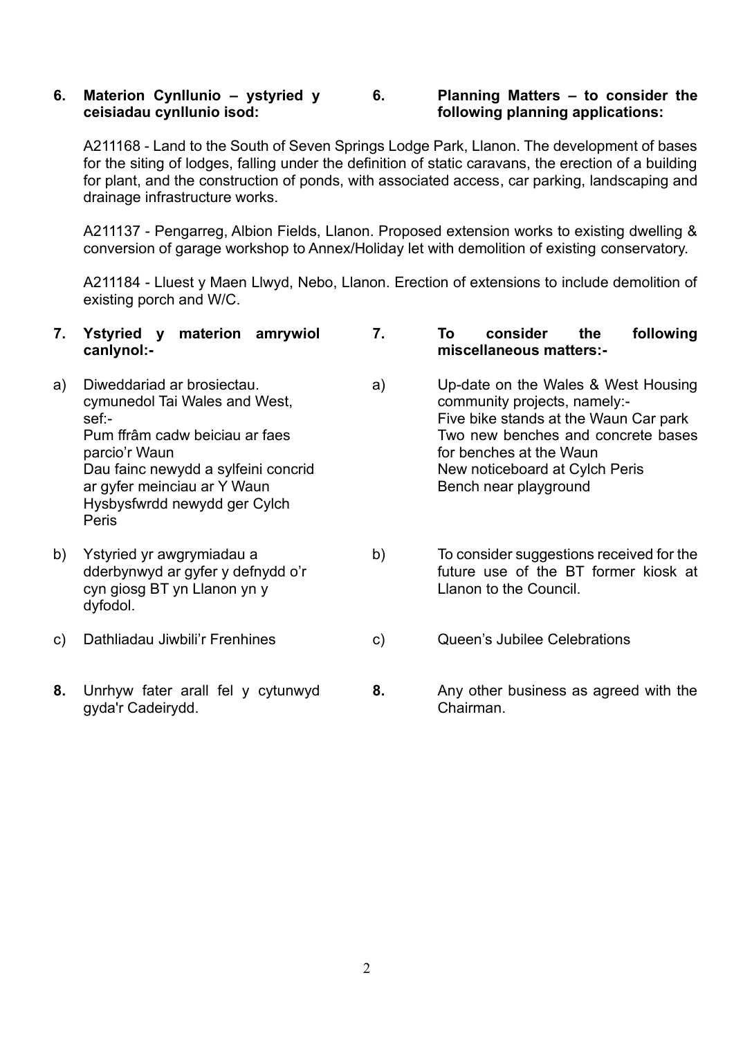**6. Materion Cynllunio – ystyried y ceisiadau cynllunio isod:**

**6. Planning Matters – to consider the following planning applications:**

A211168 - Land to the South of Seven Springs Lodge Park, Llanon. The development of bases for the siting of lodges, falling under the definition of static caravans, the erection of a building for plant, and the construction of ponds, with associated access, car parking, landscaping and drainage infrastructure works.

A211137 - Pengarreg, Albion Fields, Llanon. Proposed extension works to existing dwelling & conversion of garage workshop to Annex/Holiday let with demolition of existing conservatory.

A211184 - Lluest y Maen Llwyd, Nebo, Llanon. Erection of extensions to include demolition of existing porch and W/C.

**7. Ystyried y materion amrywiol canlynol:-**

a) Diweddariad ar brosiectau. cymunedol Tai Wales and West, sef:-
Pum ffrâm cadw beiciau ar faes parcio'r Waun
Dau fainc newydd a sylfeini concrid ar gyfer meinciau ar Y Waun
Hysbysfwrdd newydd ger Cylch Peris

b) Ystyried yr awgrymiadau a dderbynwyd ar gyfer y defnydd o'r cyn giosg BT yn Llanon yn y dyfodol.

c) Dathliadau Jiwbili'r Frenhines

**8.** Unrhyw fater arall fel y cytunwyd gyda'r Cadeirydd.

**7. To consider the following miscellaneous matters:-**

a) Up-date on the Wales & West Housing community projects, namely:-
Five bike stands at the Waun Car park
Two new benches and concrete bases for benches at the Waun
New noticeboard at Cylch Peris
Bench near playground

b) To consider suggestions received for the future use of the BT former kiosk at Llanon to the Council.

c) Queen's Jubilee Celebrations

**8.** Any other business as agreed with the Chairman.